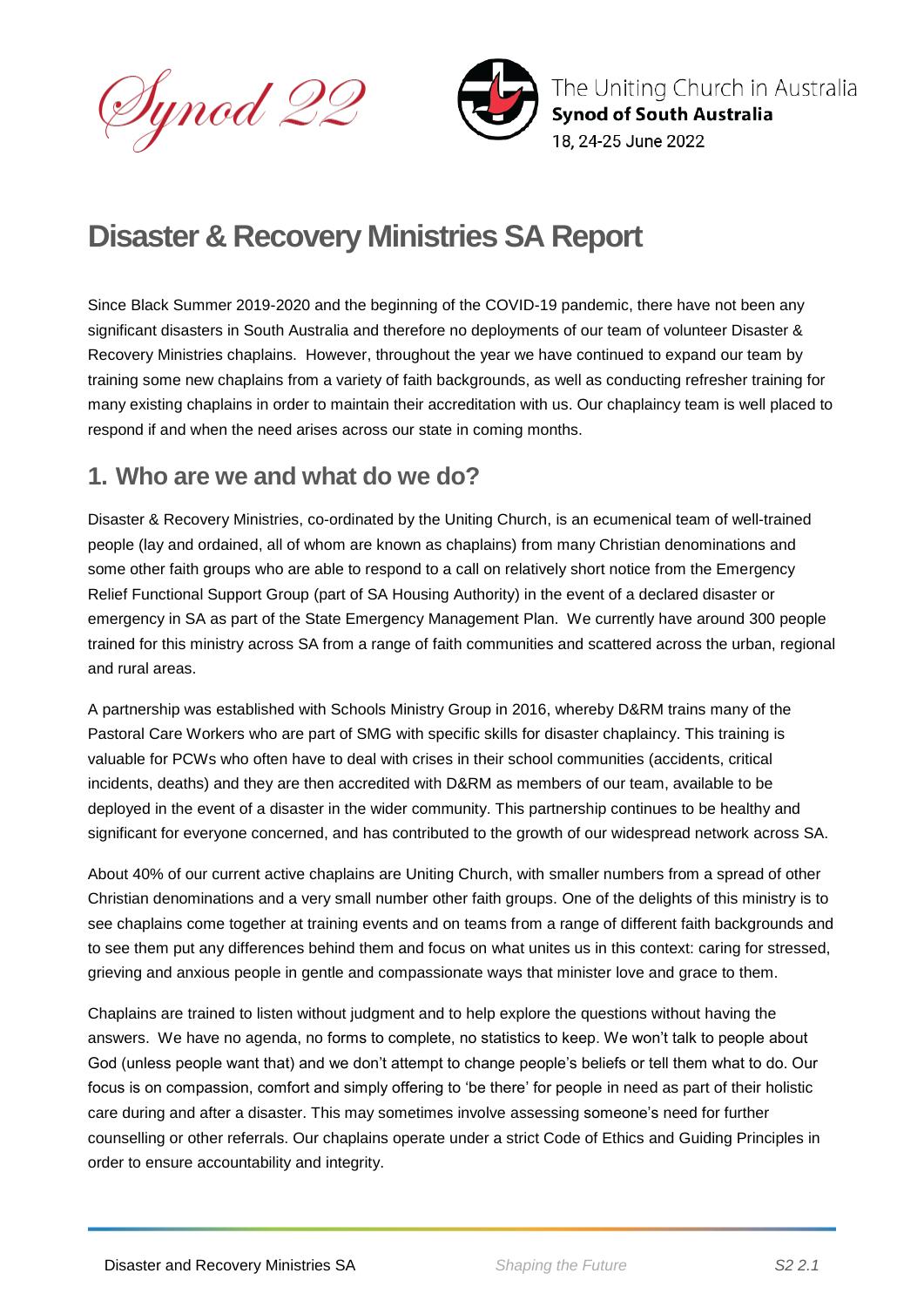Synod 22

The Uniting Church in Australia
**Synod of South Australia**
18, 24-25 June 2022

# Disaster & Recovery Ministries SA Report

Since Black Summer 2019-2020 and the beginning of the COVID-19 pandemic, there have not been any significant disasters in South Australia and therefore no deployments of our team of volunteer Disaster & Recovery Ministries chaplains. However, throughout the year we have continued to expand our team by training some new chaplains from a variety of faith backgrounds, as well as conducting refresher training for many existing chaplains in order to maintain their accreditation with us. Our chaplaincy team is well placed to respond if and when the need arises across our state in coming months.

## 1. Who are we and what do we do?

Disaster & Recovery Ministries, co-ordinated by the Uniting Church, is an ecumenical team of well-trained people (lay and ordained, all of whom are known as chaplains) from many Christian denominations and some other faith groups who are able to respond to a call on relatively short notice from the Emergency Relief Functional Support Group (part of SA Housing Authority) in the event of a declared disaster or emergency in SA as part of the State Emergency Management Plan. We currently have around 300 people trained for this ministry across SA from a range of faith communities and scattered across the urban, regional and rural areas.

A partnership was established with Schools Ministry Group in 2016, whereby D&RM trains many of the Pastoral Care Workers who are part of SMG with specific skills for disaster chaplaincy. This training is valuable for PCWs who often have to deal with crises in their school communities (accidents, critical incidents, deaths) and they are then accredited with D&RM as members of our team, available to be deployed in the event of a disaster in the wider community. This partnership continues to be healthy and significant for everyone concerned, and has contributed to the growth of our widespread network across SA.

About 40% of our current active chaplains are Uniting Church, with smaller numbers from a spread of other Christian denominations and a very small number other faith groups. One of the delights of this ministry is to see chaplains come together at training events and on teams from a range of different faith backgrounds and to see them put any differences behind them and focus on what unites us in this context: caring for stressed, grieving and anxious people in gentle and compassionate ways that minister love and grace to them.

Chaplains are trained to listen without judgment and to help explore the questions without having the answers. We have no agenda, no forms to complete, no statistics to keep. We won't talk to people about God (unless people want that) and we don't attempt to change people's beliefs or tell them what to do. Our focus is on compassion, comfort and simply offering to 'be there' for people in need as part of their holistic care during and after a disaster. This may sometimes involve assessing someone's need for further counselling or other referrals. Our chaplains operate under a strict Code of Ethics and Guiding Principles in order to ensure accountability and integrity.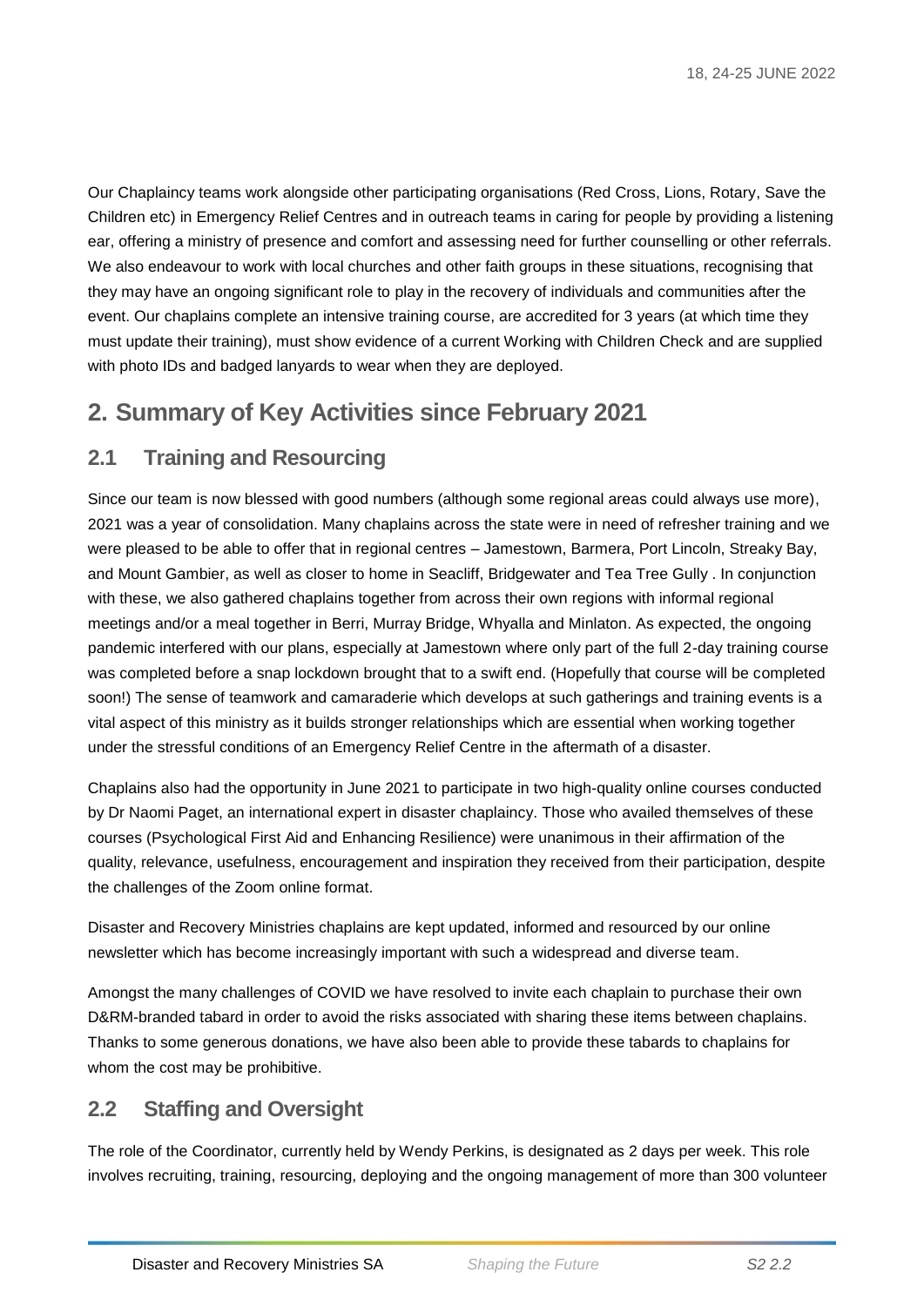Our Chaplaincy teams work alongside other participating organisations (Red Cross, Lions, Rotary, Save the Children etc) in Emergency Relief Centres and in outreach teams in caring for people by providing a listening ear, offering a ministry of presence and comfort and assessing need for further counselling or other referrals. We also endeavour to work with local churches and other faith groups in these situations, recognising that they may have an ongoing significant role to play in the recovery of individuals and communities after the event. Our chaplains complete an intensive training course, are accredited for 3 years (at which time they must update their training), must show evidence of a current Working with Children Check and are supplied with photo IDs and badged lanyards to wear when they are deployed.

# 2. Summary of Key Activities since February 2021

## 2.1 Training and Resourcing

Since our team is now blessed with good numbers (although some regional areas could always use more), 2021 was a year of consolidation. Many chaplains across the state were in need of refresher training and we were pleased to be able to offer that in regional centres – Jamestown, Barmera, Port Lincoln, Streaky Bay, and Mount Gambier, as well as closer to home in Seacliff, Bridgewater and Tea Tree Gully . In conjunction with these, we also gathered chaplains together from across their own regions with informal regional meetings and/or a meal together in Berri, Murray Bridge, Whyalla and Minlaton. As expected, the ongoing pandemic interfered with our plans, especially at Jamestown where only part of the full 2-day training course was completed before a snap lockdown brought that to a swift end. (Hopefully that course will be completed soon!) The sense of teamwork and camaraderie which develops at such gatherings and training events is a vital aspect of this ministry as it builds stronger relationships which are essential when working together under the stressful conditions of an Emergency Relief Centre in the aftermath of a disaster.

Chaplains also had the opportunity in June 2021 to participate in two high-quality online courses conducted by Dr Naomi Paget, an international expert in disaster chaplaincy. Those who availed themselves of these courses (Psychological First Aid and Enhancing Resilience) were unanimous in their affirmation of the quality, relevance, usefulness, encouragement and inspiration they received from their participation, despite the challenges of the Zoom online format.

Disaster and Recovery Ministries chaplains are kept updated, informed and resourced by our online newsletter which has become increasingly important with such a widespread and diverse team.

Amongst the many challenges of COVID we have resolved to invite each chaplain to purchase their own D&RM-branded tabard in order to avoid the risks associated with sharing these items between chaplains. Thanks to some generous donations, we have also been able to provide these tabards to chaplains for whom the cost may be prohibitive.

## 2.2 Staffing and Oversight

The role of the Coordinator, currently held by Wendy Perkins, is designated as 2 days per week. This role involves recruiting, training, resourcing, deploying and the ongoing management of more than 300 volunteer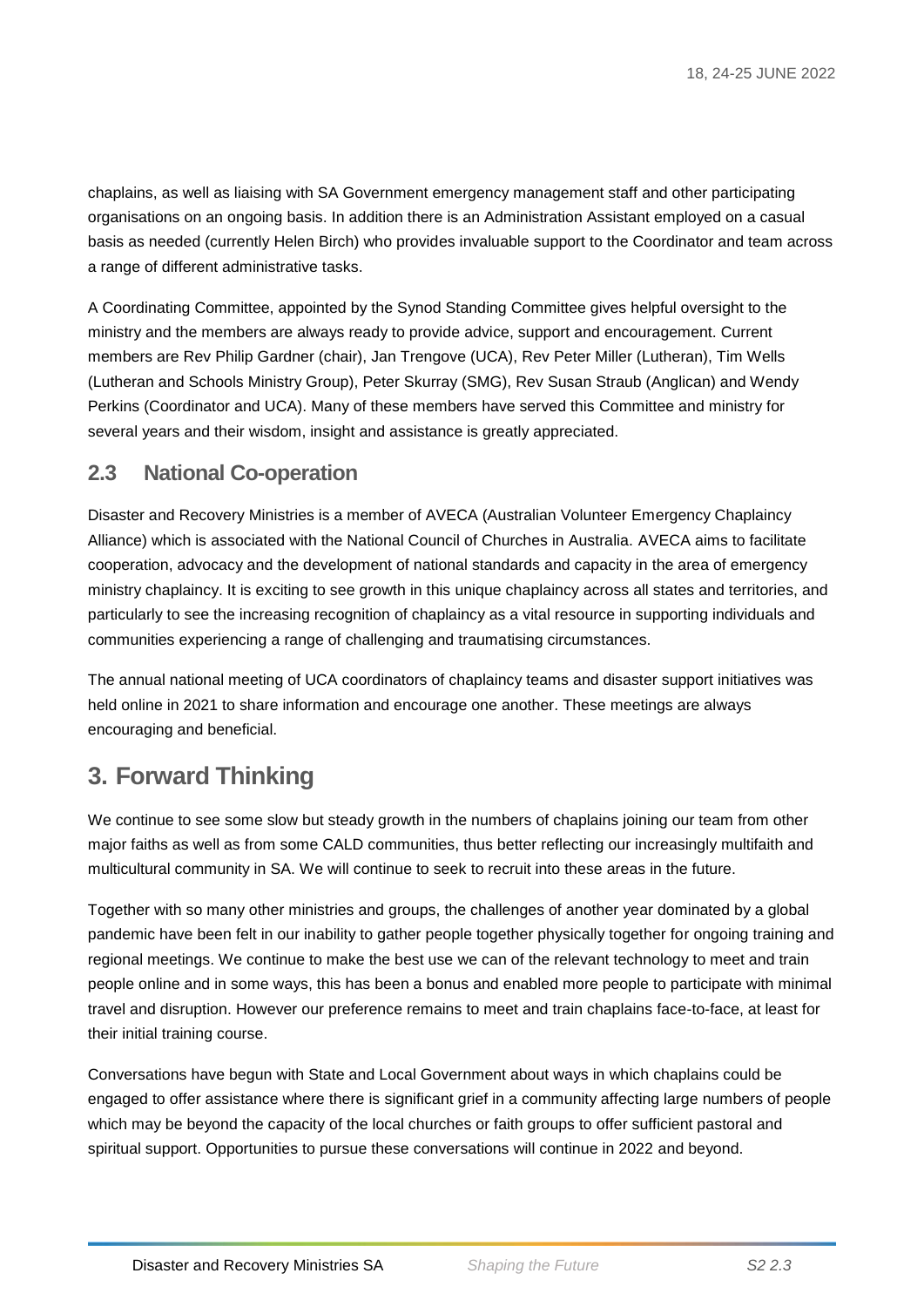chaplains, as well as liaising with SA Government emergency management staff and other participating organisations on an ongoing basis. In addition there is an Administration Assistant employed on a casual basis as needed (currently Helen Birch) who provides invaluable support to the Coordinator and team across a range of different administrative tasks.

A Coordinating Committee, appointed by the Synod Standing Committee gives helpful oversight to the ministry and the members are always ready to provide advice, support and encouragement. Current members are Rev Philip Gardner (chair), Jan Trengove (UCA), Rev Peter Miller (Lutheran), Tim Wells (Lutheran and Schools Ministry Group), Peter Skurray (SMG), Rev Susan Straub (Anglican) and Wendy Perkins (Coordinator and UCA). Many of these members have served this Committee and ministry for several years and their wisdom, insight and assistance is greatly appreciated.

## 2.3 National Co-operation

Disaster and Recovery Ministries is a member of AVECA (Australian Volunteer Emergency Chaplaincy Alliance) which is associated with the National Council of Churches in Australia. AVECA aims to facilitate cooperation, advocacy and the development of national standards and capacity in the area of emergency ministry chaplaincy. It is exciting to see growth in this unique chaplaincy across all states and territories, and particularly to see the increasing recognition of chaplaincy as a vital resource in supporting individuals and communities experiencing a range of challenging and traumatising circumstances.

The annual national meeting of UCA coordinators of chaplaincy teams and disaster support initiatives was held online in 2021 to share information and encourage one another. These meetings are always encouraging and beneficial.

# 3. Forward Thinking

We continue to see some slow but steady growth in the numbers of chaplains joining our team from other major faiths as well as from some CALD communities, thus better reflecting our increasingly multifaith and multicultural community in SA. We will continue to seek to recruit into these areas in the future.

Together with so many other ministries and groups, the challenges of another year dominated by a global pandemic have been felt in our inability to gather people together physically together for ongoing training and regional meetings. We continue to make the best use we can of the relevant technology to meet and train people online and in some ways, this has been a bonus and enabled more people to participate with minimal travel and disruption. However our preference remains to meet and train chaplains face-to-face, at least for their initial training course.

Conversations have begun with State and Local Government about ways in which chaplains could be engaged to offer assistance where there is significant grief in a community affecting large numbers of people which may be beyond the capacity of the local churches or faith groups to offer sufficient pastoral and spiritual support. Opportunities to pursue these conversations will continue in 2022 and beyond.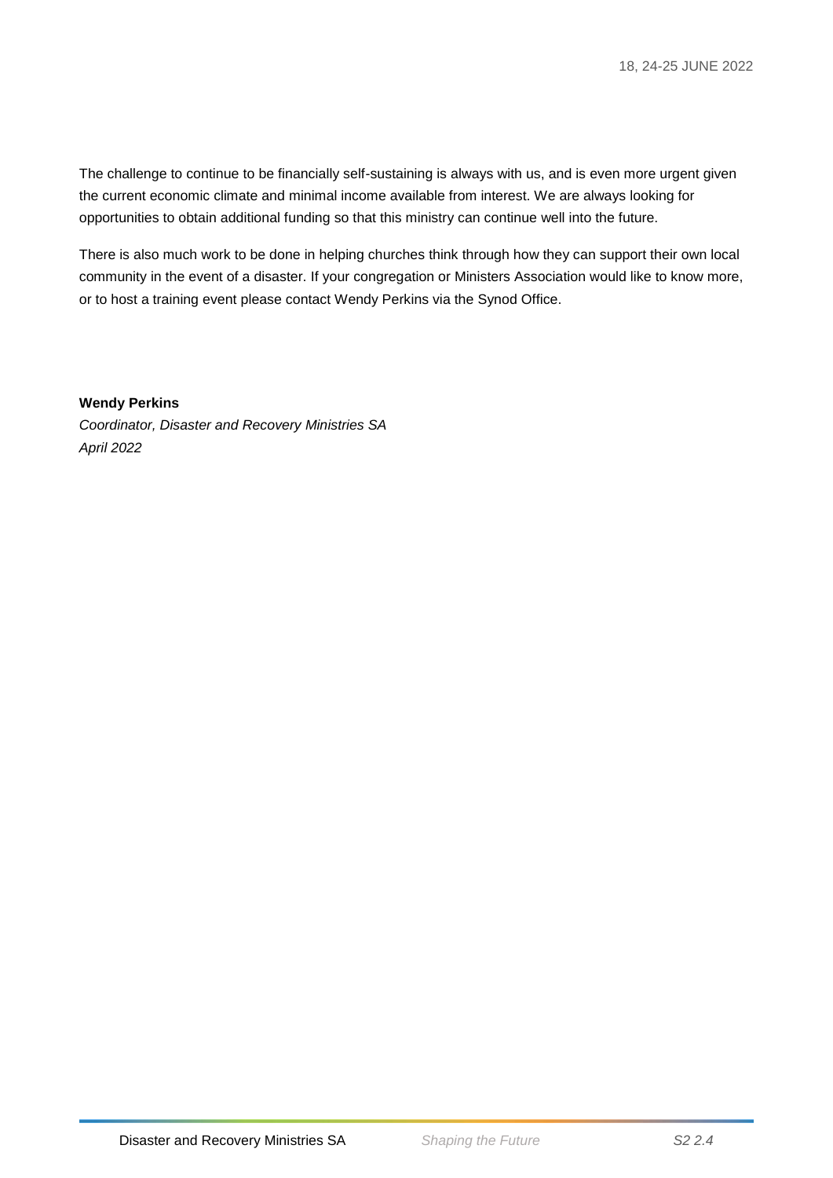The challenge to continue to be financially self-sustaining is always with us, and is even more urgent given the current economic climate and minimal income available from interest. We are always looking for opportunities to obtain additional funding so that this ministry can continue well into the future.

There is also much work to be done in helping churches think through how they can support their own local community in the event of a disaster. If your congregation or Ministers Association would like to know more, or to host a training event please contact Wendy Perkins via the Synod Office.

**Wendy Perkins**
*Coordinator, Disaster and Recovery Ministries SA*
*April 2022*